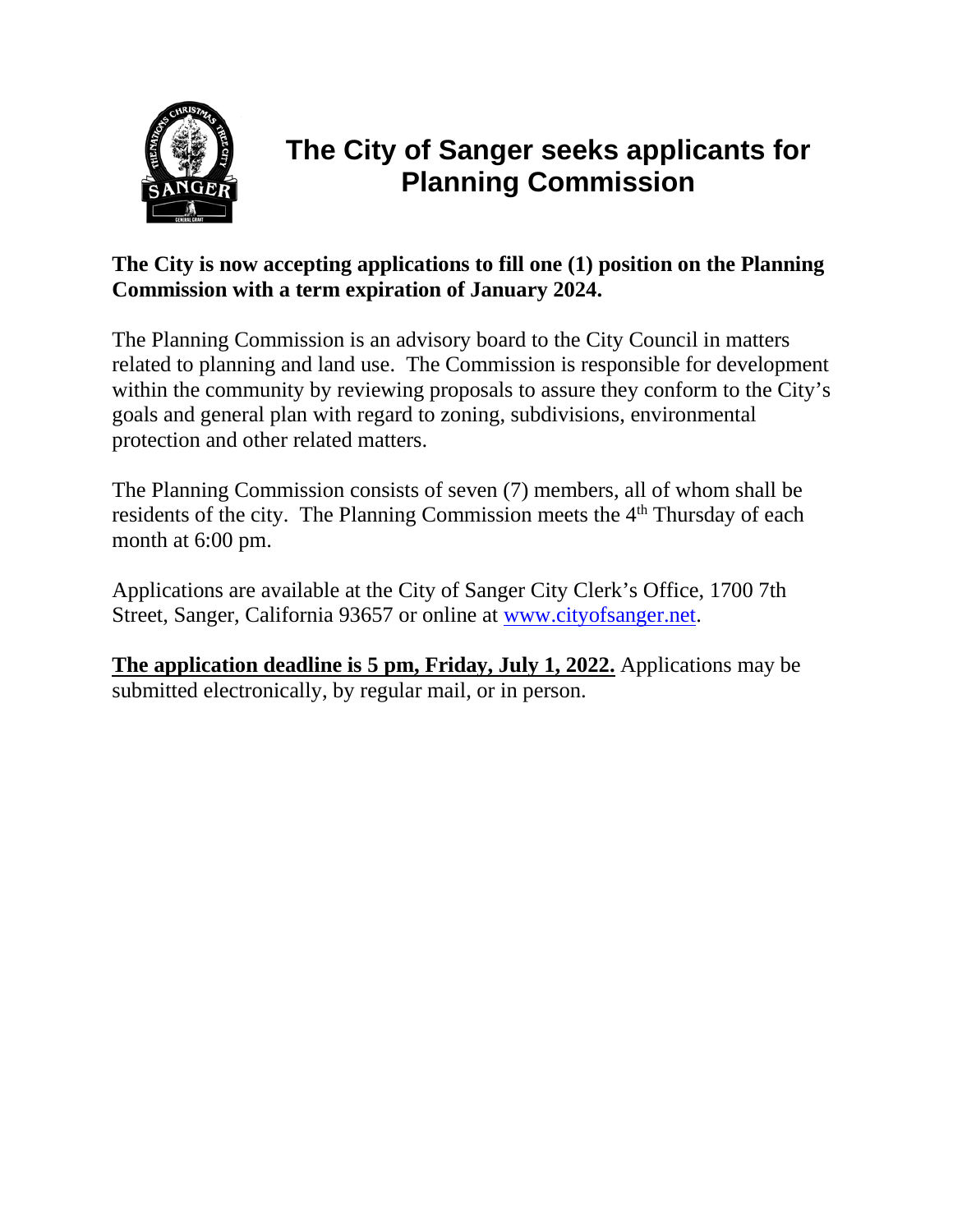# The City of Sanger seeks applicants for Planning Commission

**The City is now accepting applications to fill one (1) position on the Planning Commission with a term expiration of January 2024.**

The Planning Commission is an advisory board to the City Council in matters related to planning and land use. The Commission is responsible for development within the community by reviewing proposals to assure they conform to the City's goals and general plan with regard to zoning, subdivisions, environmental protection and other related matters.

The Planning Commission consists of seven (7) members, all of whom shall be residents of the city. The Planning Commission meets the 4th Thursday of each month at 6:00 pm.

Applications are available at the City of Sanger City Clerk's Office, 1700 7th Street, Sanger, California 93657 or online at [www.cityofsanger.net](http://www.cityofsanger.net).

**The application deadline is 5 pm, Friday, July 1, 2022.** Applications may be submitted electronically, by regular mail, or in person.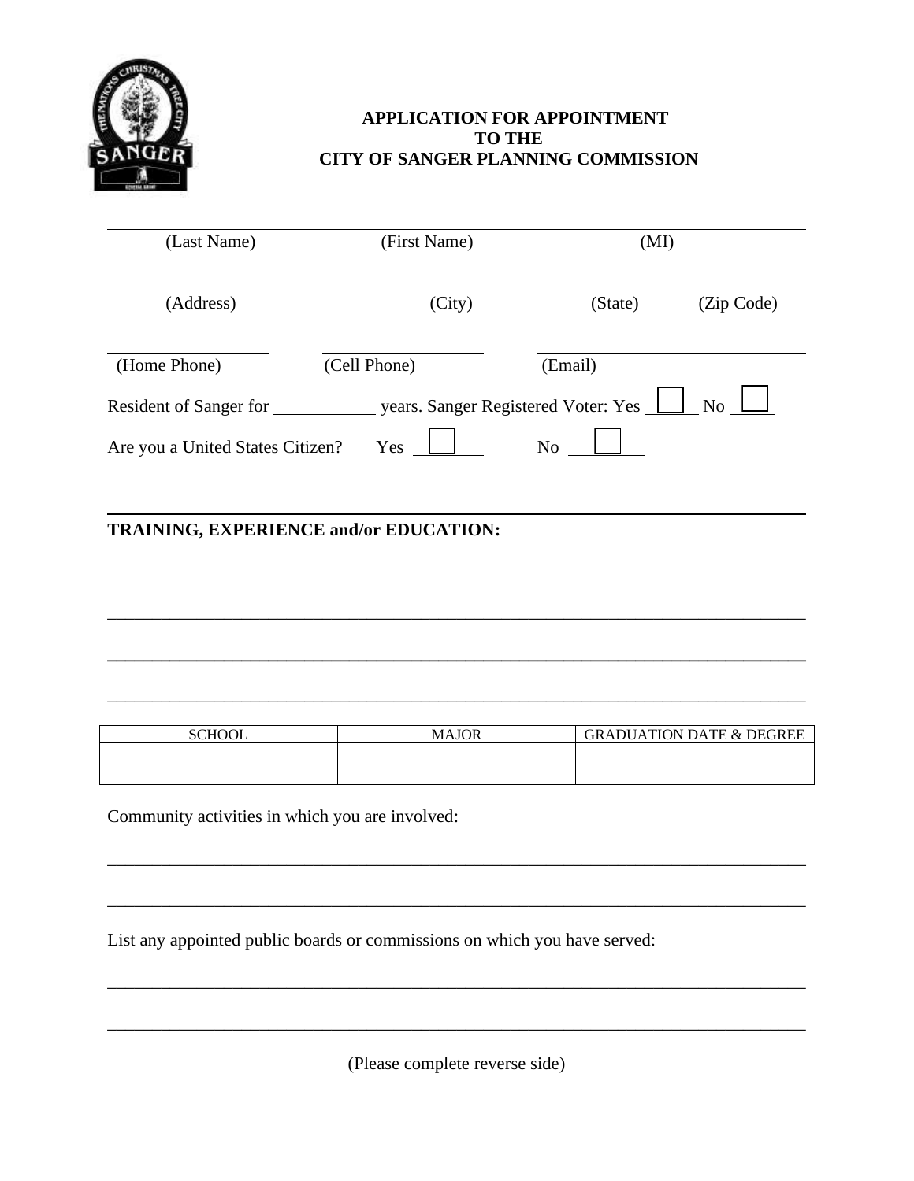# APPLICATION FOR APPOINTMENT TO THE CITY OF SANGER PLANNING COMMISSION

_______________________________________________________________________________

(Last Name) (First Name) (MI)

_______________________________________________________________________________

(Address) (City) (State) (Zip Code)

_________________ _________________ ___________________________

(Home Phone) (Cell Phone) (Email)

Resident of Sanger for __________ years. Sanger Registered Voter: Yes ☐ No ☐

Are you a United States Citizen? Yes ☐ No ☐

---

**TRAINING, EXPERIENCE and/or EDUCATION:**

_______________________________________________________________________________

_______________________________________________________________________________

_______________________________________________________________________________

_______________________________________________________________________________

| SCHOOL | MAJOR | GRADUATION DATE & DEGREE |
|---|---|---|
| | | |

Community activities in which you are involved:

_______________________________________________________________________________

_______________________________________________________________________________

List any appointed public boards or commissions on which you have served:

_______________________________________________________________________________

_______________________________________________________________________________

(Please complete reverse side)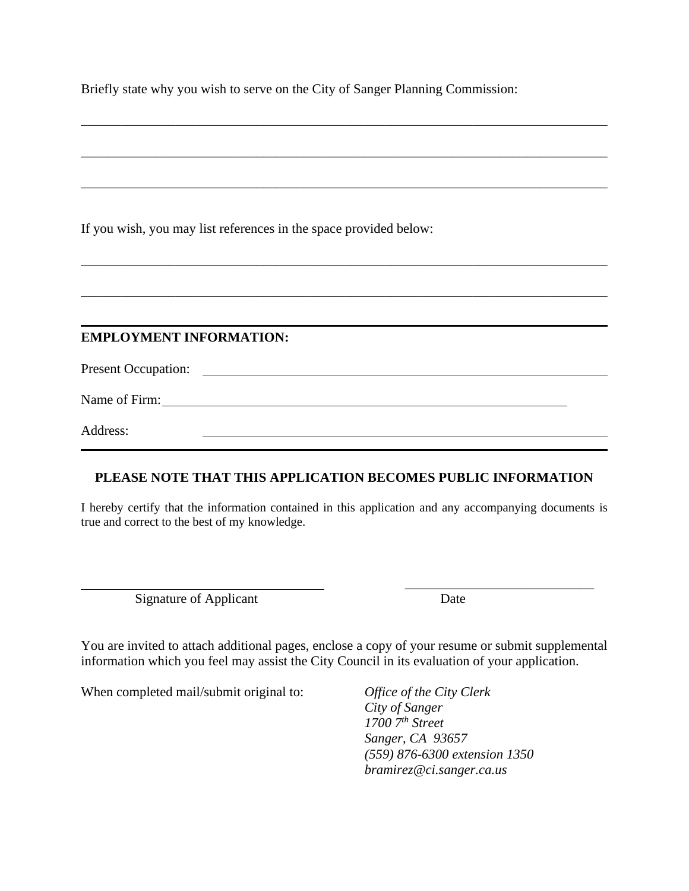Briefly state why you wish to serve on the City of Sanger Planning Commission:

\_\_\_\_\_\_\_\_\_\_\_\_\_\_\_\_\_\_\_\_\_\_\_\_\_\_\_\_\_\_\_\_\_\_\_\_\_\_\_\_\_\_\_\_\_\_\_\_\_\_\_\_\_\_\_\_\_\_\_\_\_\_\_\_\_\_\_\_\_\_\_\_\_\_\_\_

\_\_\_\_\_\_\_\_\_\_\_\_\_\_\_\_\_\_\_\_\_\_\_\_\_\_\_\_\_\_\_\_\_\_\_\_\_\_\_\_\_\_\_\_\_\_\_\_\_\_\_\_\_\_\_\_\_\_\_\_\_\_\_\_\_\_\_\_\_\_\_\_\_\_\_\_

\_\_\_\_\_\_\_\_\_\_\_\_\_\_\_\_\_\_\_\_\_\_\_\_\_\_\_\_\_\_\_\_\_\_\_\_\_\_\_\_\_\_\_\_\_\_\_\_\_\_\_\_\_\_\_\_\_\_\_\_\_\_\_\_\_\_\_\_\_\_\_\_\_\_\_\_

If you wish, you may list references in the space provided below:

\_\_\_\_\_\_\_\_\_\_\_\_\_\_\_\_\_\_\_\_\_\_\_\_\_\_\_\_\_\_\_\_\_\_\_\_\_\_\_\_\_\_\_\_\_\_\_\_\_\_\_\_\_\_\_\_\_\_\_\_\_\_\_\_\_\_\_\_\_\_\_\_\_\_\_\_

\_\_\_\_\_\_\_\_\_\_\_\_\_\_\_\_\_\_\_\_\_\_\_\_\_\_\_\_\_\_\_\_\_\_\_\_\_\_\_\_\_\_\_\_\_\_\_\_\_\_\_\_\_\_\_\_\_\_\_\_\_\_\_\_\_\_\_\_\_\_\_\_\_\_\_\_

---

**EMPLOYMENT INFORMATION:**

Present Occupation: \_\_\_\_\_\_\_\_\_\_\_\_\_\_\_\_\_\_\_\_\_\_\_\_\_\_\_\_\_\_\_\_\_\_\_\_\_\_\_\_\_\_\_\_\_\_\_\_\_\_\_\_\_\_\_\_

Name of Firm: \_\_\_\_\_\_\_\_\_\_\_\_\_\_\_\_\_\_\_\_\_\_\_\_\_\_\_\_\_\_\_\_\_\_\_\_\_\_\_\_\_\_\_\_\_\_\_\_\_\_\_\_\_\_\_\_

Address: \_\_\_\_\_\_\_\_\_\_\_\_\_\_\_\_\_\_\_\_\_\_\_\_\_\_\_\_\_\_\_\_\_\_\_\_\_\_\_\_\_\_\_\_\_\_\_\_\_\_\_\_\_\_\_\_

---

**PLEASE NOTE THAT THIS APPLICATION BECOMES PUBLIC INFORMATION**

I hereby certify that the information contained in this application and any accompanying documents is true and correct to the best of my knowledge.

\_\_\_\_\_\_\_\_\_\_\_\_\_\_\_\_\_\_\_\_\_\_\_\_\_\_\_\_\_\_\_\_\_\_ \_\_\_\_\_\_\_\_\_\_\_\_\_\_\_\_\_\_\_\_\_\_\_\_\_\_\_\_\_\_\_\_\_\_

Signature of Applicant Date

You are invited to attach additional pages, enclose a copy of your resume or submit supplemental information which you feel may assist the City Council in its evaluation of your application.

When completed mail/submit original to:

*Office of the City Clerk*
*City of Sanger*
*1700 7th Street*
*Sanger, CA 93657*
*(559) 876-6300 extension 1350*
*bramirez@ci.sanger.ca.us*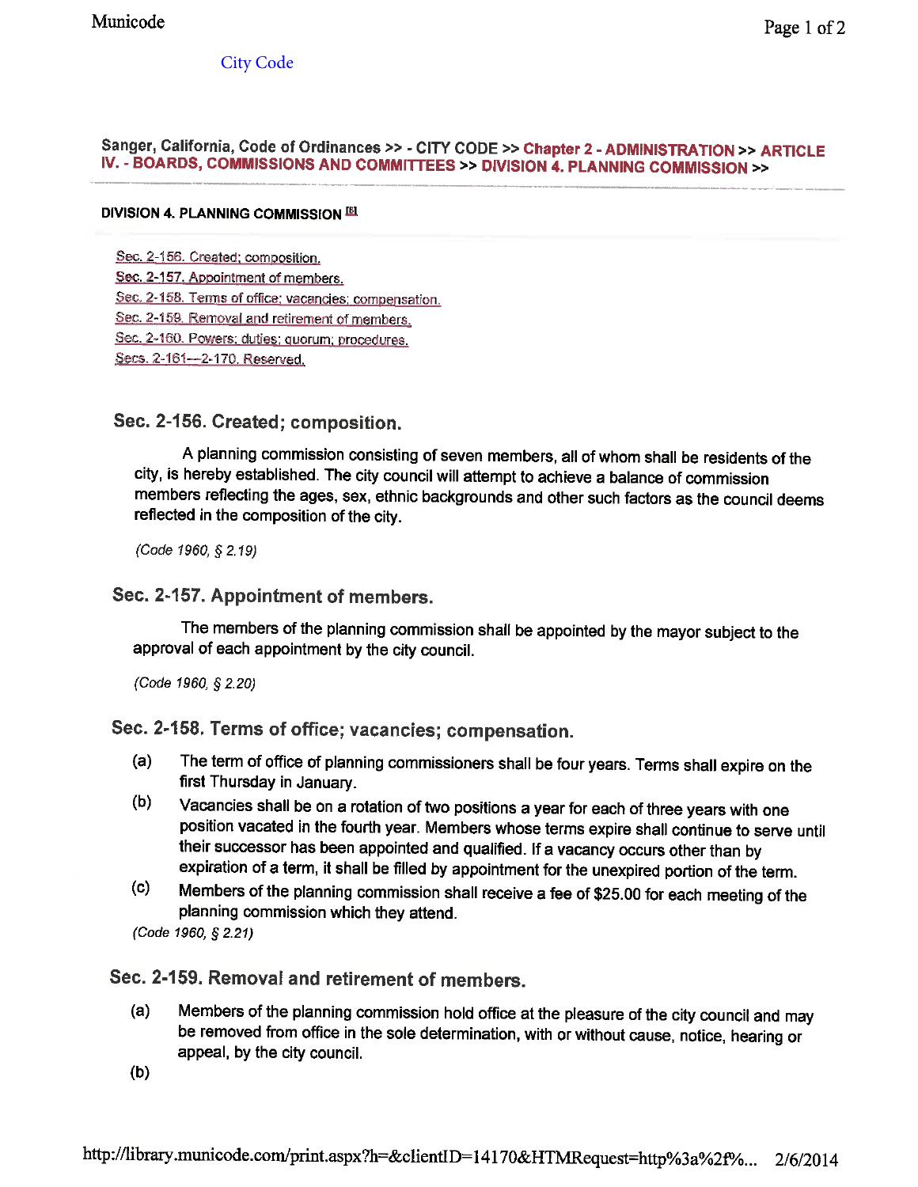City Code

Sanger, California, Code of Ordinances >> - CITY CODE >> Chapter 2 - ADMINISTRATION >> ARTICLE IV. - BOARDS, COMMISSIONS AND COMMITTEES >> DIVISION 4. PLANNING COMMISSION >>

#### DIVISION 4. PLANNING COMMISSION [6]

- Sec. 2-156. Created; composition.
- Sec. 2-157. Appointment of members.
- Sec. 2-158. Terms of office; vacancies; compensation.
- Sec. 2-159. Removal and retirement of members.
- Sec. 2-160. Powers; duties; quorum; procedures.
- Secs. 2-161—2-170. Reserved.

### Sec. 2-156. Created; composition.

A planning commission consisting of seven members, all of whom shall be residents of the city, is hereby established. The city council will attempt to achieve a balance of commission members reflecting the ages, sex, ethnic backgrounds and other such factors as the council deems reflected in the composition of the city.

*(Code 1960, § 2.19)*

### Sec. 2-157. Appointment of members.

The members of the planning commission shall be appointed by the mayor subject to the approval of each appointment by the city council.

*(Code 1960, § 2.20)*

### Sec. 2-158. Terms of office; vacancies; compensation.

(a) The term of office of planning commissioners shall be four years. Terms shall expire on the first Thursday in January.

(b) Vacancies shall be on a rotation of two positions a year for each of three years with one position vacated in the fourth year. Members whose terms expire shall continue to serve until their successor has been appointed and qualified. If a vacancy occurs other than by expiration of a term, it shall be filled by appointment for the unexpired portion of the term.

(c) Members of the planning commission shall receive a fee of $25.00 for each meeting of the planning commission which they attend.

*(Code 1960, § 2.21)*

### Sec. 2-159. Removal and retirement of members.

(a) Members of the planning commission hold office at the pleasure of the city council and may be removed from office in the sole determination, with or without cause, notice, hearing or appeal, by the city council.

(b)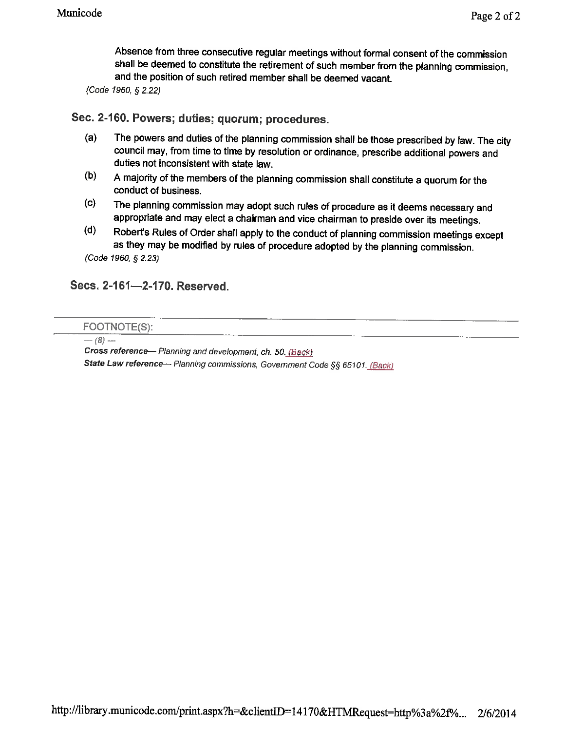Absence from three consecutive regular meetings without formal consent of the commission shall be deemed to constitute the retirement of such member from the planning commission, and the position of such retired member shall be deemed vacant.

*(Code 1960, § 2.22)*

## Sec. 2-160. Powers; duties; quorum; procedures.

(a) The powers and duties of the planning commission shall be those prescribed by law. The city council may, from time to time by resolution or ordinance, prescribe additional powers and duties not inconsistent with state law.

(b) A majority of the members of the planning commission shall constitute a quorum for the conduct of business.

(c) The planning commission may adopt such rules of procedure as it deems necessary and appropriate and may elect a chairman and vice chairman to preside over its meetings.

(d) Robert's Rules of Order shall apply to the conduct of planning commission meetings except as they may be modified by rules of procedure adopted by the planning commission.

*(Code 1960, § 2.23)*

## Secs. 2-161—2-170. Reserved.

---

FOOTNOTE(S):

--- (8) ---

***Cross reference***— *Planning and development, ch. 50.* (Back)

***State Law reference***— *Planning commissions, Government Code §§ 65101.* (Back)